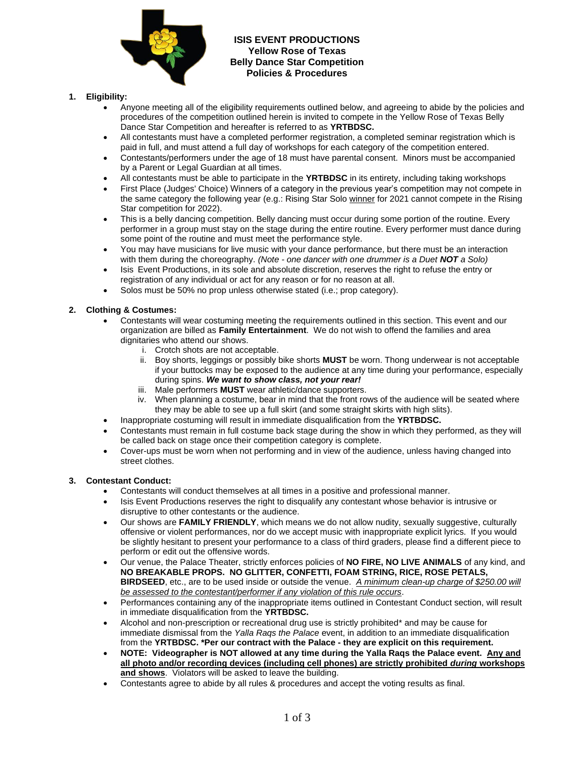# ISIS EVENT PRODUCTIONS
## Yellow Rose of Texas Belly Dance Star Competition Policies & Procedures

1. **Eligibility:**
   - Anyone meeting all of the eligibility requirements outlined below, and agreeing to abide by the policies and procedures of the competition outlined herein is invited to compete in the Yellow Rose of Texas Belly Dance Star Competition and hereafter is referred to as **YRTBDSC.**
   - All contestants must have a completed performer registration, a completed seminar registration which is paid in full, and must attend a full day of workshops for each category of the competition entered.
   - Contestants/performers under the age of 18 must have parental consent. Minors must be accompanied by a Parent or Legal Guardian at all times.
   - All contestants must be able to participate in the **YRTBDSC** in its entirety, including taking workshops
   - First Place (Judges' Choice) Winners of a category in the previous year's competition may not compete in the same category the following year (e.g.: Rising Star Solo <u>winner</u> for 2021 cannot compete in the Rising Star competition for 2022).
   - This is a belly dancing competition. Belly dancing must occur during some portion of the routine. Every performer in a group must stay on the stage during the entire routine. Every performer must dance during some point of the routine and must meet the performance style.
   - You may have musicians for live music with your dance performance, but there must be an interaction with them during the choreography. *(Note - one dancer with one drummer is a Duet **NOT** a Solo)*
   - Isis Event Productions, in its sole and absolute discretion, reserves the right to refuse the entry or registration of any individual or act for any reason or for no reason at all.
   - Solos must be 50% no prop unless otherwise stated (i.e.; prop category).

2. **Clothing & Costumes:**
   - Contestants will wear costuming meeting the requirements outlined in this section. This event and our organization are billed as **Family Entertainment**. We do not wish to offend the families and area dignitaries who attend our shows.
     1. Crotch shots are not acceptable.
     2. Boy shorts, leggings or possibly bike shorts **MUST** be worn. Thong underwear is not acceptable if your buttocks may be exposed to the audience at any time during your performance, especially during spins. ***We want to show class, not your rear!***
     3. Male performers **MUST** wear athletic/dance supporters.
     4. When planning a costume, bear in mind that the front rows of the audience will be seated where they may be able to see up a full skirt (and some straight skirts with high slits).
   - Inappropriate costuming will result in immediate disqualification from the **YRTBDSC.**
   - Contestants must remain in full costume back stage during the show in which they performed, as they will be called back on stage once their competition category is complete.
   - Cover-ups must be worn when not performing and in view of the audience, unless having changed into street clothes.

3. **Contestant Conduct:**
   - Contestants will conduct themselves at all times in a positive and professional manner.
   - Isis Event Productions reserves the right to disqualify any contestant whose behavior is intrusive or disruptive to other contestants or the audience.
   - Our shows are **FAMILY FRIENDLY**, which means we do not allow nudity, sexually suggestive, culturally offensive or violent performances, nor do we accept music with inappropriate explicit lyrics. If you would be slightly hesitant to present your performance to a class of third graders, please find a different piece to perform or edit out the offensive words.
   - Our venue, the Palace Theater, strictly enforces policies of **NO FIRE, NO LIVE ANIMALS** of any kind, and **NO BREAKABLE PROPS. NO GLITTER, CONFETTI, FOAM STRING, RICE, ROSE PETALS, BIRDSEED**, etc., are to be used inside or outside the venue. *<u>A minimum clean-up charge of $250.00 will be assessed to the contestant/performer if any violation of this rule occurs</u>*.
   - Performances containing any of the inappropriate items outlined in Contestant Conduct section, will result in immediate disqualification from the **YRTBDSC.**
   - Alcohol and non-prescription or recreational drug use is strictly prohibited* and may be cause for immediate dismissal from the *Yalla Raqs the Palace* event, in addition to an immediate disqualification from the **YRTBDSC. *Per our contract with the Palace - they are explicit on this requirement.**
   - **NOTE: Videographer is NOT allowed at any time during the Yalla Raqs the Palace event. <u>Any and all photo and/or recording devices (including cell phones) are strictly prohibited *during* workshops and shows</u>**. Violators will be asked to leave the building.
   - Contestants agree to abide by all rules & procedures and accept the voting results as final.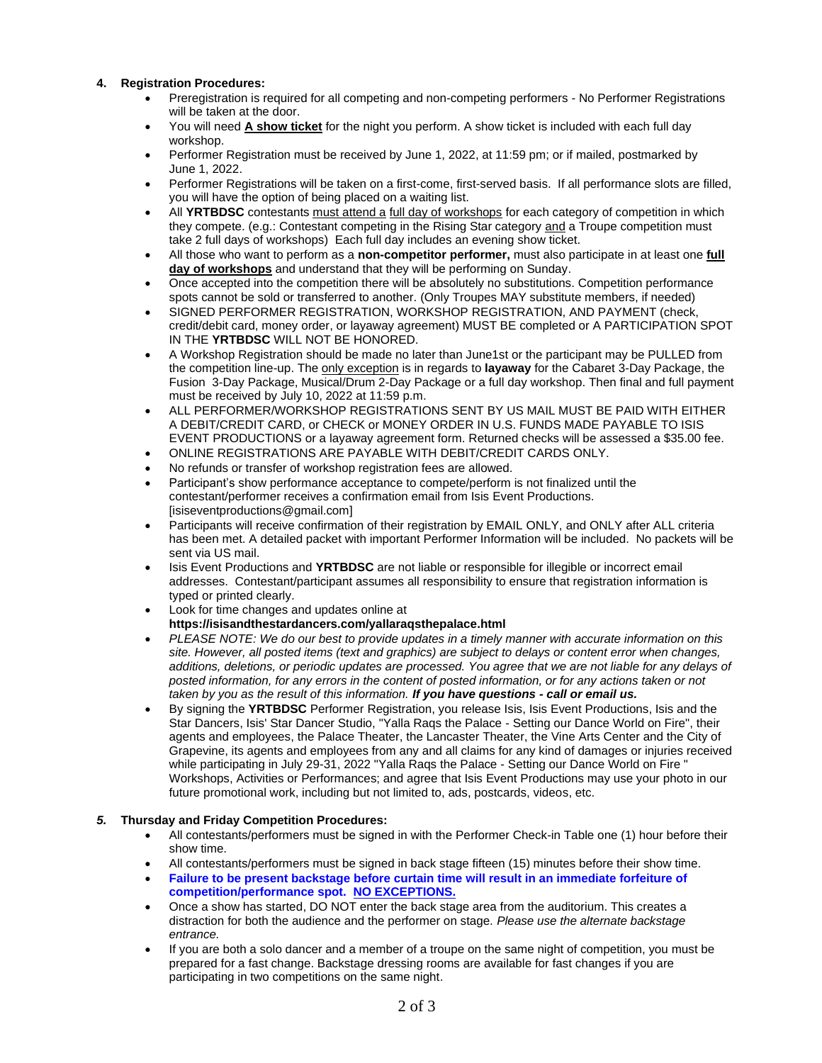4. **Registration Procedures:**
    - Preregistration is required for all competing and non-competing performers - No Performer Registrations will be taken at the door.
    - You will need **A show ticket** for the night you perform. A show ticket is included with each full day workshop.
    - Performer Registration must be received by June 1, 2022, at 11:59 pm; or if mailed, postmarked by June 1, 2022.
    - Performer Registrations will be taken on a first-come, first-served basis. If all performance slots are filled, you will have the option of being placed on a waiting list.
    - All **YRTBDSC** contestants must attend a full day of workshops for each category of competition in which they compete. (e.g.: Contestant competing in the Rising Star category and a Troupe competition must take 2 full days of workshops) Each full day includes an evening show ticket.
    - All those who want to perform as a **non-competitor performer,** must also participate in at least one **full day of workshops** and understand that they will be performing on Sunday.
    - Once accepted into the competition there will be absolutely no substitutions. Competition performance spots cannot be sold or transferred to another. (Only Troupes MAY substitute members, if needed)
    - SIGNED PERFORMER REGISTRATION, WORKSHOP REGISTRATION, AND PAYMENT (check, credit/debit card, money order, or layaway agreement) MUST BE completed or A PARTICIPATION SPOT IN THE **YRTBDSC** WILL NOT BE HONORED.
    - A Workshop Registration should be made no later than June1st or the participant may be PULLED from the competition line-up. The only exception is in regards to **layaway** for the Cabaret 3-Day Package, the Fusion 3-Day Package, Musical/Drum 2-Day Package or a full day workshop. Then final and full payment must be received by July 10, 2022 at 11:59 p.m.
    - ALL PERFORMER/WORKSHOP REGISTRATIONS SENT BY US MAIL MUST BE PAID WITH EITHER A DEBIT/CREDIT CARD, or CHECK or MONEY ORDER IN U.S. FUNDS MADE PAYABLE TO ISIS EVENT PRODUCTIONS or a layaway agreement form. Returned checks will be assessed a $35.00 fee.
    - ONLINE REGISTRATIONS ARE PAYABLE WITH DEBIT/CREDIT CARDS ONLY.
    - No refunds or transfer of workshop registration fees are allowed.
    - Participant's show performance acceptance to compete/perform is not finalized until the contestant/performer receives a confirmation email from Isis Event Productions. [isiseventproductions@gmail.com]
    - Participants will receive confirmation of their registration by EMAIL ONLY, and ONLY after ALL criteria has been met. A detailed packet with important Performer Information will be included. No packets will be sent via US mail.
    - Isis Event Productions and **YRTBDSC** are not liable or responsible for illegible or incorrect email addresses. Contestant/participant assumes all responsibility to ensure that registration information is typed or printed clearly.
    - Look for time changes and updates online at **https://isisandthestardancers.com/yallaraqsthepalace.html**
    - *PLEASE NOTE: We do our best to provide updates in a timely manner with accurate information on this site. However, all posted items (text and graphics) are subject to delays or content error when changes, additions, deletions, or periodic updates are processed. You agree that we are not liable for any delays of posted information, for any errors in the content of posted information, or for any actions taken or not taken by you as the result of this information.* ***If you have questions - call or email us.***
    - By signing the **YRTBDSC** Performer Registration, you release Isis, Isis Event Productions, Isis and the Star Dancers, Isis' Star Dancer Studio, "Yalla Raqs the Palace - Setting our Dance World on Fire", their agents and employees, the Palace Theater, the Lancaster Theater, the Vine Arts Center and the City of Grapevine, its agents and employees from any and all claims for any kind of damages or injuries received while participating in July 29-31, 2022 "Yalla Raqs the Palace - Setting our Dance World on Fire " Workshops, Activities or Performances; and agree that Isis Event Productions may use your photo in our future promotional work, including but not limited to, ads, postcards, videos, etc.

5. **Thursday and Friday Competition Procedures:**
    - All contestants/performers must be signed in with the Performer Check-in Table one (1) hour before their show time.
    - All contestants/performers must be signed in back stage fifteen (15) minutes before their show time.
    - **Failure to be present backstage before curtain time will result in an immediate forfeiture of competition/performance spot. NO EXCEPTIONS.**
    - Once a show has started, DO NOT enter the back stage area from the auditorium. This creates a distraction for both the audience and the performer on stage. *Please use the alternate backstage entrance.*
    - If you are both a solo dancer and a member of a troupe on the same night of competition, you must be prepared for a fast change. Backstage dressing rooms are available for fast changes if you are participating in two competitions on the same night.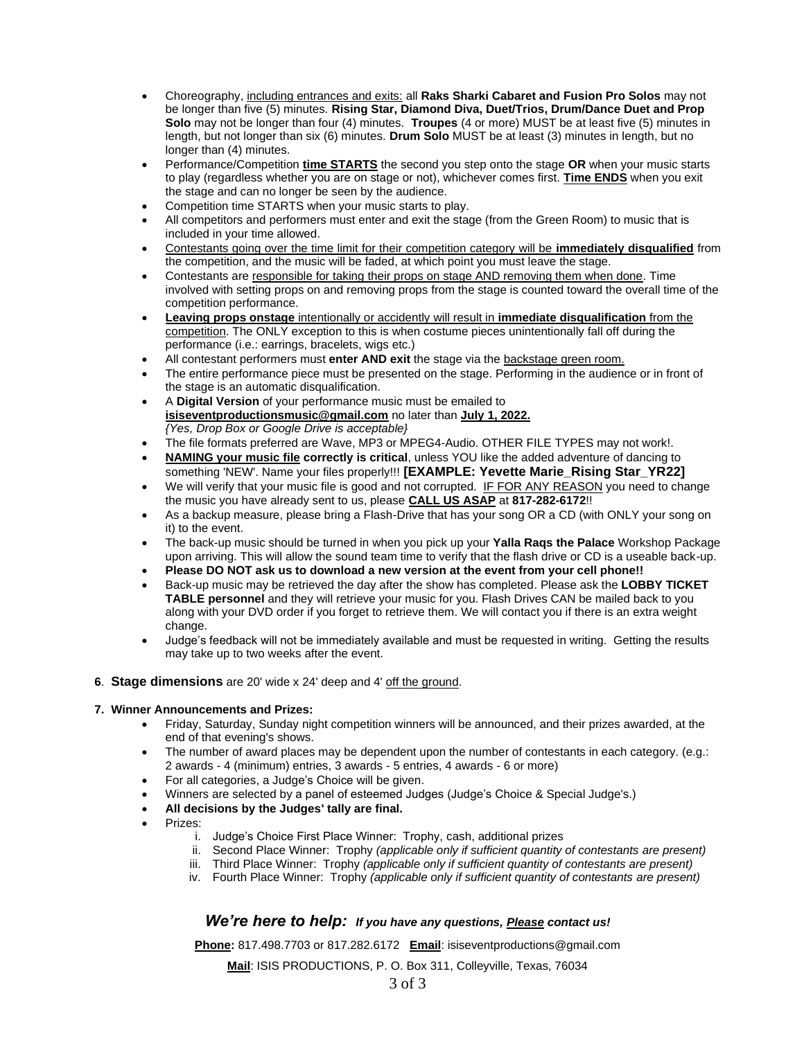- Choreography, including entrances and exits: all **Raks Sharki Cabaret and Fusion Pro Solos** may not be longer than five (5) minutes. **Rising Star, Diamond Diva, Duet/Trios, Drum/Dance Duet and Prop Solo** may not be longer than four (4) minutes. **Troupes** (4 or more) MUST be at least five (5) minutes in length, but not longer than six (6) minutes. **Drum Solo** MUST be at least (3) minutes in length, but no longer than (4) minutes.
- Performance/Competition **time STARTS** the second you step onto the stage **OR** when your music starts to play (regardless whether you are on stage or not), whichever comes first. **Time ENDS** when you exit the stage and can no longer be seen by the audience.
- Competition time STARTS when your music starts to play.
- All competitors and performers must enter and exit the stage (from the Green Room) to music that is included in your time allowed.
- Contestants going over the time limit for their competition category will be **immediately disqualified** from the competition, and the music will be faded, at which point you must leave the stage.
- Contestants are responsible for taking their props on stage AND removing them when done. Time involved with setting props on and removing props from the stage is counted toward the overall time of the competition performance.
- **Leaving props onstage** intentionally or accidently will result in **immediate disqualification** from the competition. The ONLY exception to this is when costume pieces unintentionally fall off during the performance (i.e.: earrings, bracelets, wigs etc.)
- All contestant performers must **enter AND exit** the stage via the backstage green room.
- The entire performance piece must be presented on the stage. Performing in the audience or in front of the stage is an automatic disqualification.
- A **Digital Version** of your performance music must be emailed to **isiseventproductionsmusic@gmail.com** no later than **July 1, 2022.** *{Yes, Drop Box or Google Drive is acceptable}*
- The file formats preferred are Wave, MP3 or MPEG4-Audio. OTHER FILE TYPES may not work!.
- **NAMING your music file correctly is critical**, unless YOU like the added adventure of dancing to something 'NEW'. Name your files properly!!! **[EXAMPLE: Yevette Marie_Rising Star_YR22]**
- We will verify that your music file is good and not corrupted. IF FOR ANY REASON you need to change the music you have already sent to us, please **CALL US ASAP** at **817-282-6172**!!
- As a backup measure, please bring a Flash-Drive that has your song OR a CD (with ONLY your song on it) to the event.
- The back-up music should be turned in when you pick up your **Yalla Raqs the Palace** Workshop Package upon arriving. This will allow the sound team time to verify that the flash drive or CD is a useable back-up.
- **Please DO NOT ask us to download a new version at the event from your cell phone!!**
- Back-up music may be retrieved the day after the show has completed. Please ask the **LOBBY TICKET TABLE personnel** and they will retrieve your music for you. Flash Drives CAN be mailed back to you along with your DVD order if you forget to retrieve them. We will contact you if there is an extra weight change.
- Judge's feedback will not be immediately available and must be requested in writing. Getting the results may take up to two weeks after the event.

**6**. **Stage dimensions** are 20' wide x 24' deep and 4' off the ground.

**7. Winner Announcements and Prizes:**

- Friday, Saturday, Sunday night competition winners will be announced, and their prizes awarded, at the end of that evening's shows.
- The number of award places may be dependent upon the number of contestants in each category. (e.g.: 2 awards - 4 (minimum) entries, 3 awards - 5 entries, 4 awards - 6 or more)
- For all categories, a Judge's Choice will be given.
- Winners are selected by a panel of esteemed Judges (Judge's Choice & Special Judge's.)
- **All decisions by the Judges' tally are final.**
- Prizes:
  i. Judge's Choice First Place Winner: Trophy, cash, additional prizes
  ii. Second Place Winner: Trophy *(applicable only if sufficient quantity of contestants are present)*
  iii. Third Place Winner: Trophy *(applicable only if sufficient quantity of contestants are present)*
  iv. Fourth Place Winner: Trophy *(applicable only if sufficient quantity of contestants are present)*

***We're here to help:*** ***If you have any questions, Please contact us!***

**Phone:** 817.498.7703 or 817.282.6172 **Email**: isiseventproductions@gmail.com

**Mail**: ISIS PRODUCTIONS, P. O. Box 311, Colleyville, Texas, 76034